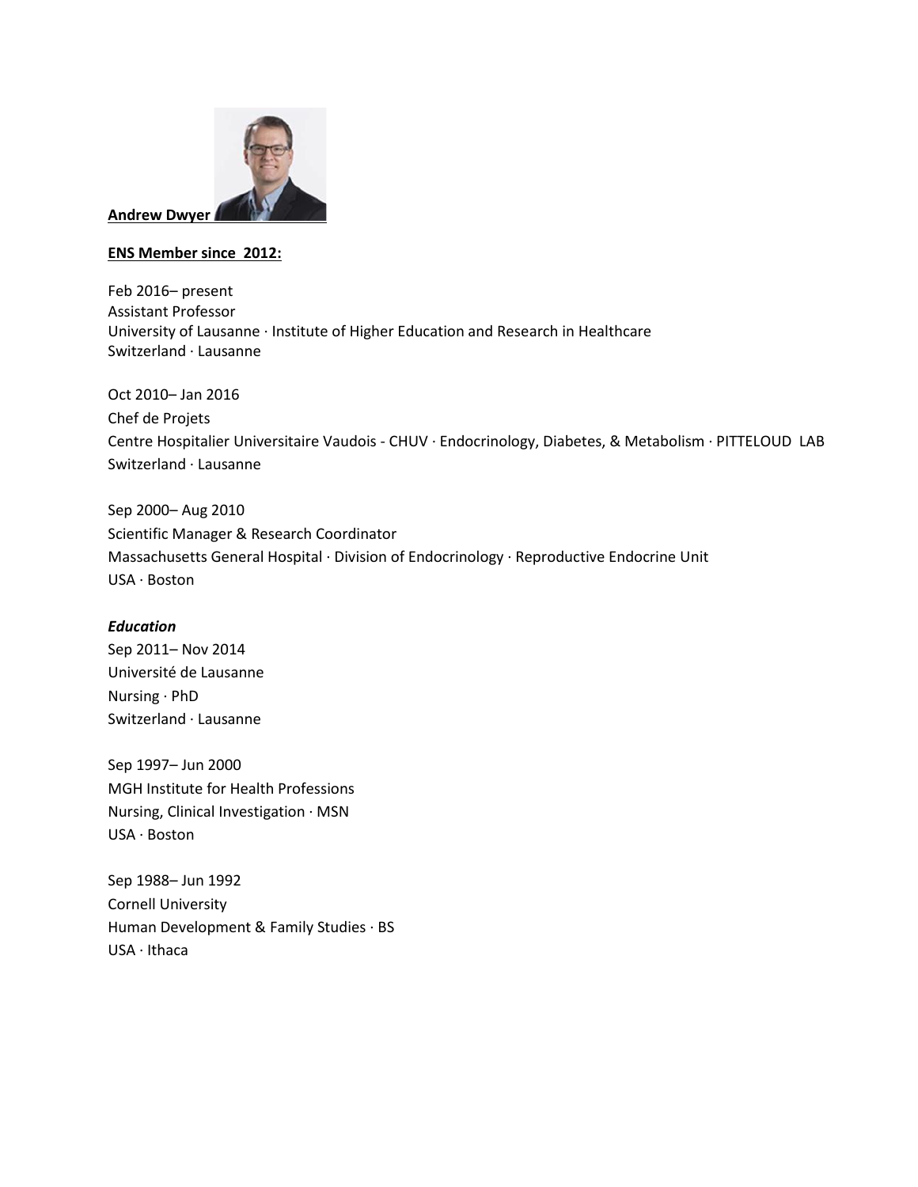**Andrew Dwyer**

**ENS Member since 2012:**

Feb 2016– present
Assistant Professor
University of Lausanne · Institute of Higher Education and Research in Healthcare
Switzerland · Lausanne

Oct 2010– Jan 2016
Chef de Projets
Centre Hospitalier Universitaire Vaudois - CHUV · Endocrinology, Diabetes, & Metabolism · PITTELOUD LAB
Switzerland · Lausanne

Sep 2000– Aug 2010
Scientific Manager & Research Coordinator
Massachusetts General Hospital · Division of Endocrinology · Reproductive Endocrine Unit
USA · Boston

***Education***

Sep 2011– Nov 2014
Université de Lausanne
Nursing · PhD
Switzerland · Lausanne

Sep 1997– Jun 2000
MGH Institute for Health Professions
Nursing, Clinical Investigation · MSN
USA · Boston

Sep 1988– Jun 1992
Cornell University
Human Development & Family Studies · BS
USA · Ithaca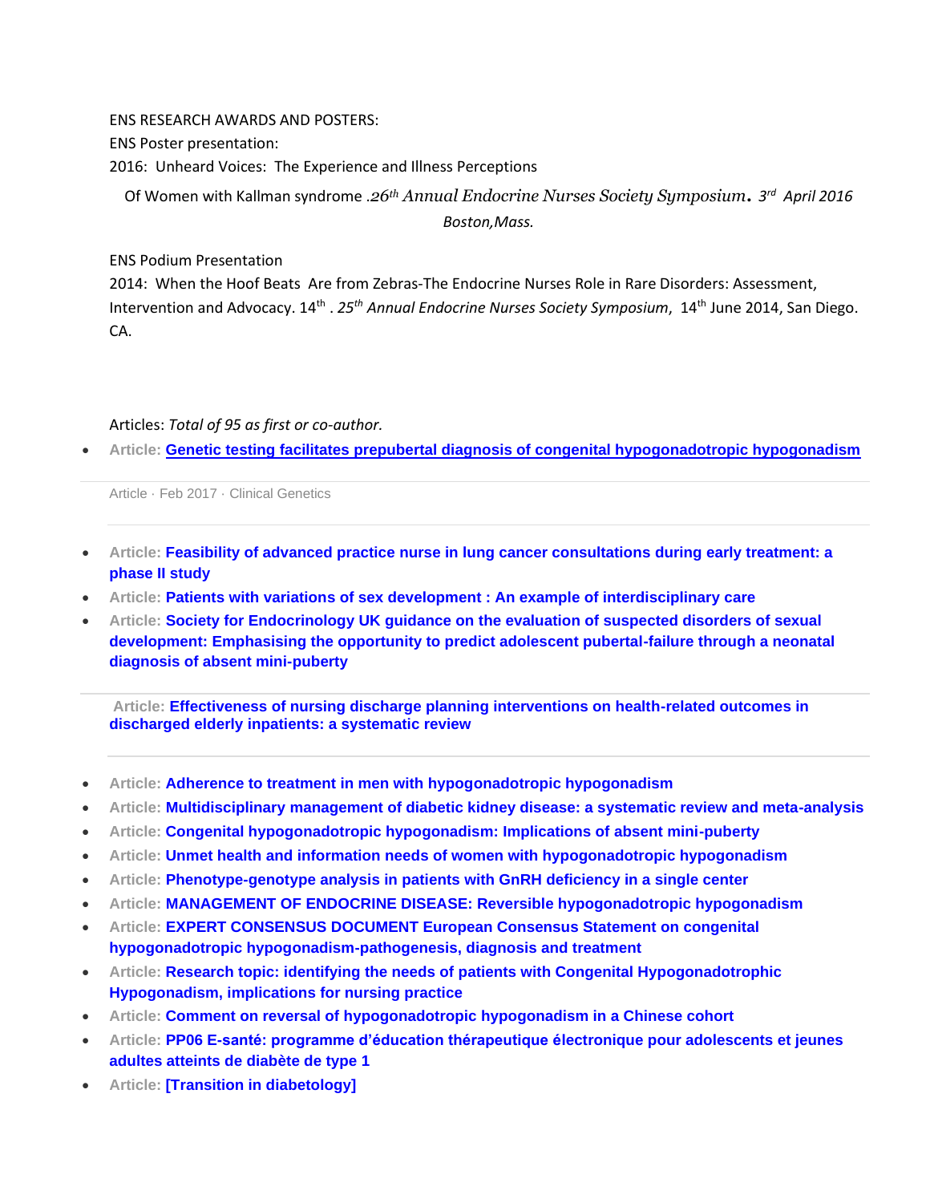ENS RESEARCH AWARDS AND POSTERS:

ENS Poster presentation:

2016: Unheard Voices: The Experience and Illness Perceptions Of Women with Kallman syndrome .26th *Annual Endocrine Nurses Society Symposium*. 3rd *April 2016 Boston,Mass.*

ENS Podium Presentation

2014: When the Hoof Beats Are from Zebras-The Endocrine Nurses Role in Rare Disorders: Assessment, Intervention and Advocacy. 14th . *25th Annual Endocrine Nurses Society Symposium*, 14th June 2014, San Diego. CA.

Articles: *Total of 95 as first or co-author.*

- **Article: Genetic testing facilitates prepubertal diagnosis of congenital hypogonadotropic hypogonadism**

Article · Feb 2017 · Clinical Genetics

---

- **Article: Feasibility of advanced practice nurse in lung cancer consultations during early treatment: a phase II study**
- **Article: Patients with variations of sex development : An example of interdisciplinary care**
- **Article: Society for Endocrinology UK guidance on the evaluation of suspected disorders of sexual development: Emphasising the opportunity to predict adolescent pubertal-failure through a neonatal diagnosis of absent mini-puberty**

---

**Article: Effectiveness of nursing discharge planning interventions on health-related outcomes in discharged elderly inpatients: a systematic review**

---

- **Article: Adherence to treatment in men with hypogonadotropic hypogonadism**
- **Article: Multidisciplinary management of diabetic kidney disease: a systematic review and meta-analysis**
- **Article: Congenital hypogonadotropic hypogonadism: Implications of absent mini-puberty**
- **Article: Unmet health and information needs of women with hypogonadotropic hypogonadism**
- **Article: Phenotype-genotype analysis in patients with GnRH deficiency in a single center**
- **Article: MANAGEMENT OF ENDOCRINE DISEASE: Reversible hypogonadotropic hypogonadism**
- **Article: EXPERT CONSENSUS DOCUMENT European Consensus Statement on congenital hypogonadotropic hypogonadism-pathogenesis, diagnosis and treatment**
- **Article: Research topic: identifying the needs of patients with Congenital Hypogonadotrophic Hypogonadism, implications for nursing practice**
- **Article: Comment on reversal of hypogonadotropic hypogonadism in a Chinese cohort**
- **Article: PP06 E-santé: programme d'éducation thérapeutique électronique pour adolescents et jeunes adultes atteints de diabète de type 1**
- **Article: [Transition in diabetology]**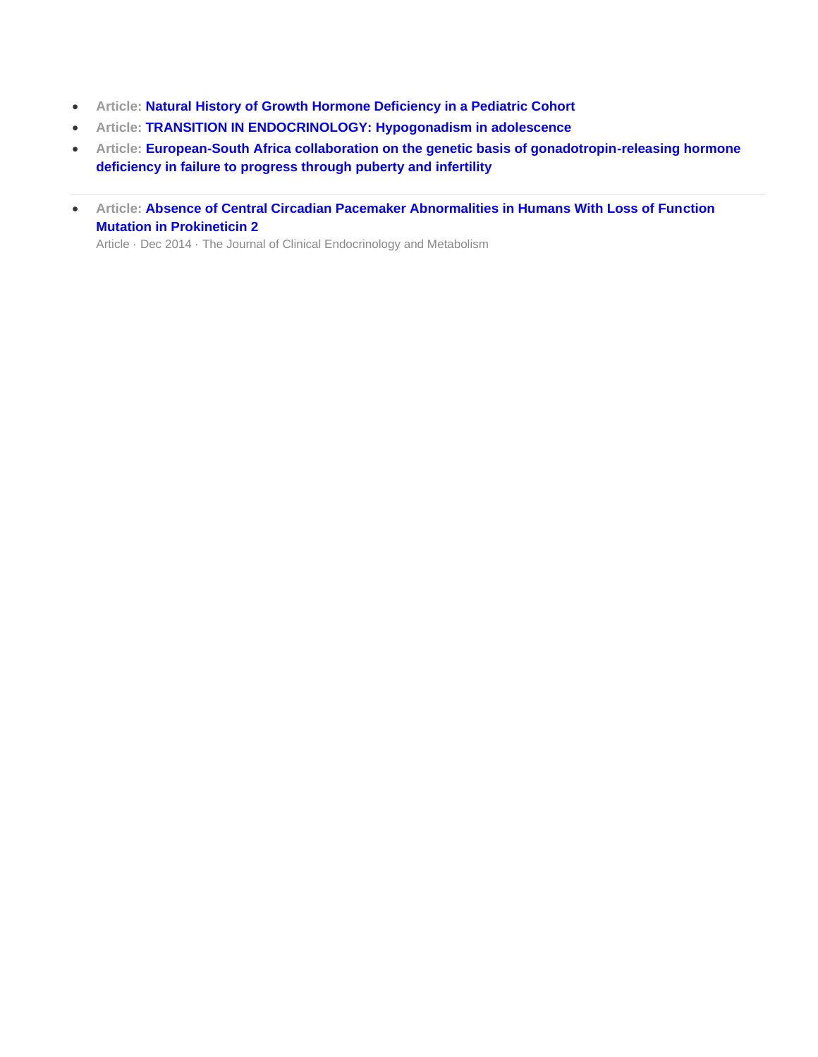- **Article: Natural History of Growth Hormone Deficiency in a Pediatric Cohort**
- **Article: TRANSITION IN ENDOCRINOLOGY: Hypogonadism in adolescence**
- **Article: European-South Africa collaboration on the genetic basis of gonadotropin-releasing hormone deficiency in failure to progress through puberty and infertility**

---

- **Article: Absence of Central Circadian Pacemaker Abnormalities in Humans With Loss of Function Mutation in Prokineticin 2**
  Article · Dec 2014 · The Journal of Clinical Endocrinology and Metabolism